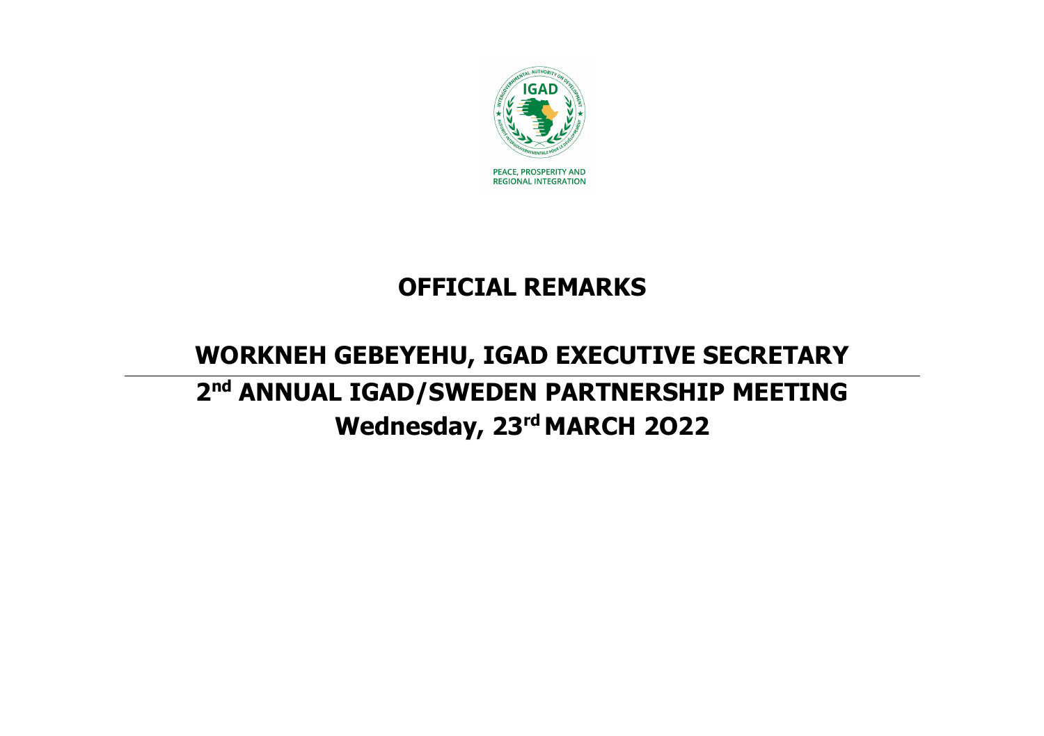PEACE, PROSPERITY AND REGIONAL INTEGRATION

# OFFICIAL REMARKS

## WORKNEH GEBEYEHU, IGAD EXECUTIVE SECRETARY

## 2nd ANNUAL IGAD/SWEDEN PARTNERSHIP MEETING

## Wednesday, 23rd MARCH 2O22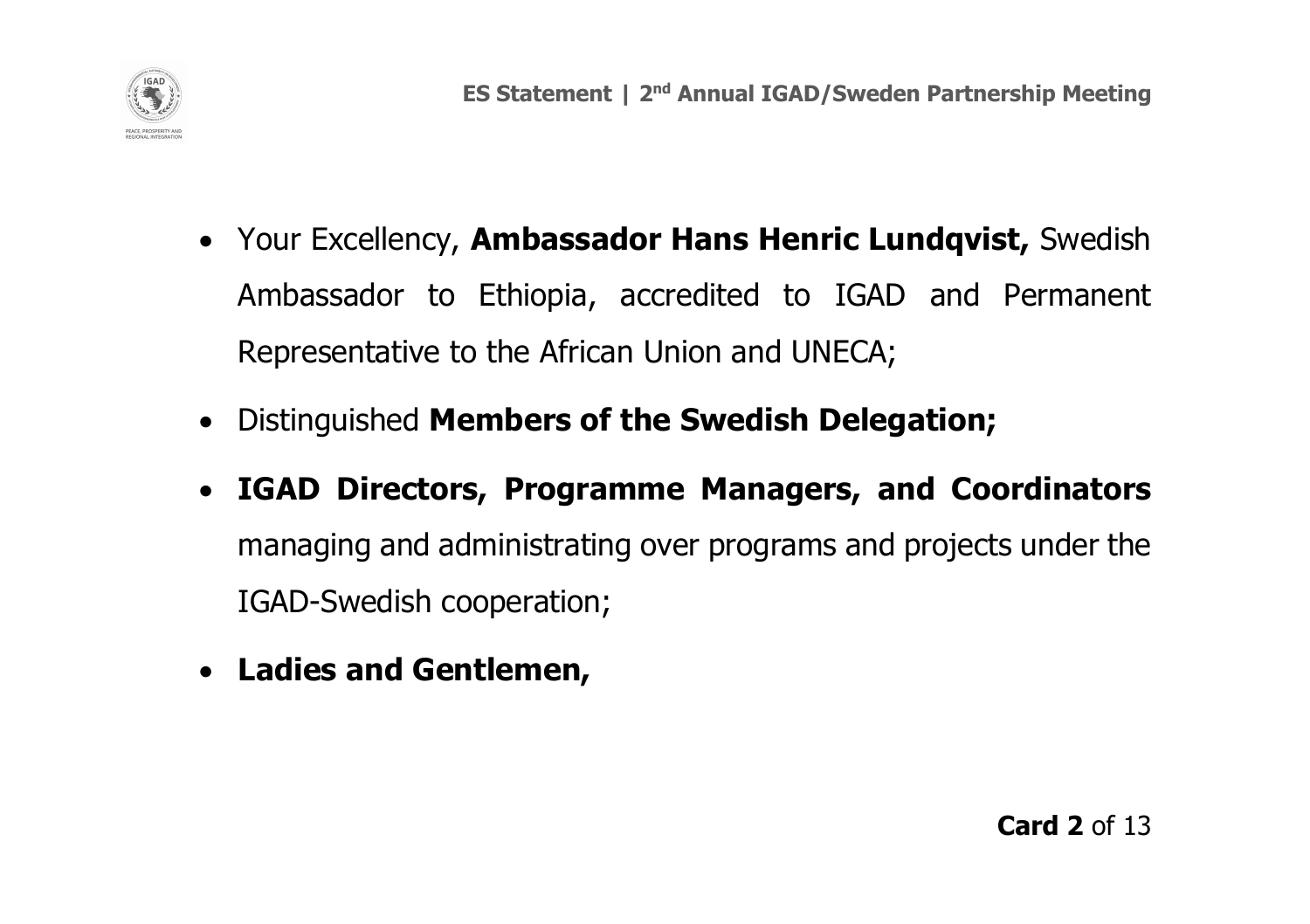- Your Excellency, **Ambassador Hans Henric Lundqvist,** Swedish Ambassador to Ethiopia, accredited to IGAD and Permanent Representative to the African Union and UNECA;
- Distinguished **Members of the Swedish Delegation;**
- **IGAD Directors, Programme Managers, and Coordinators** managing and administrating over programs and projects under the IGAD-Swedish cooperation;
- **Ladies and Gentlemen,**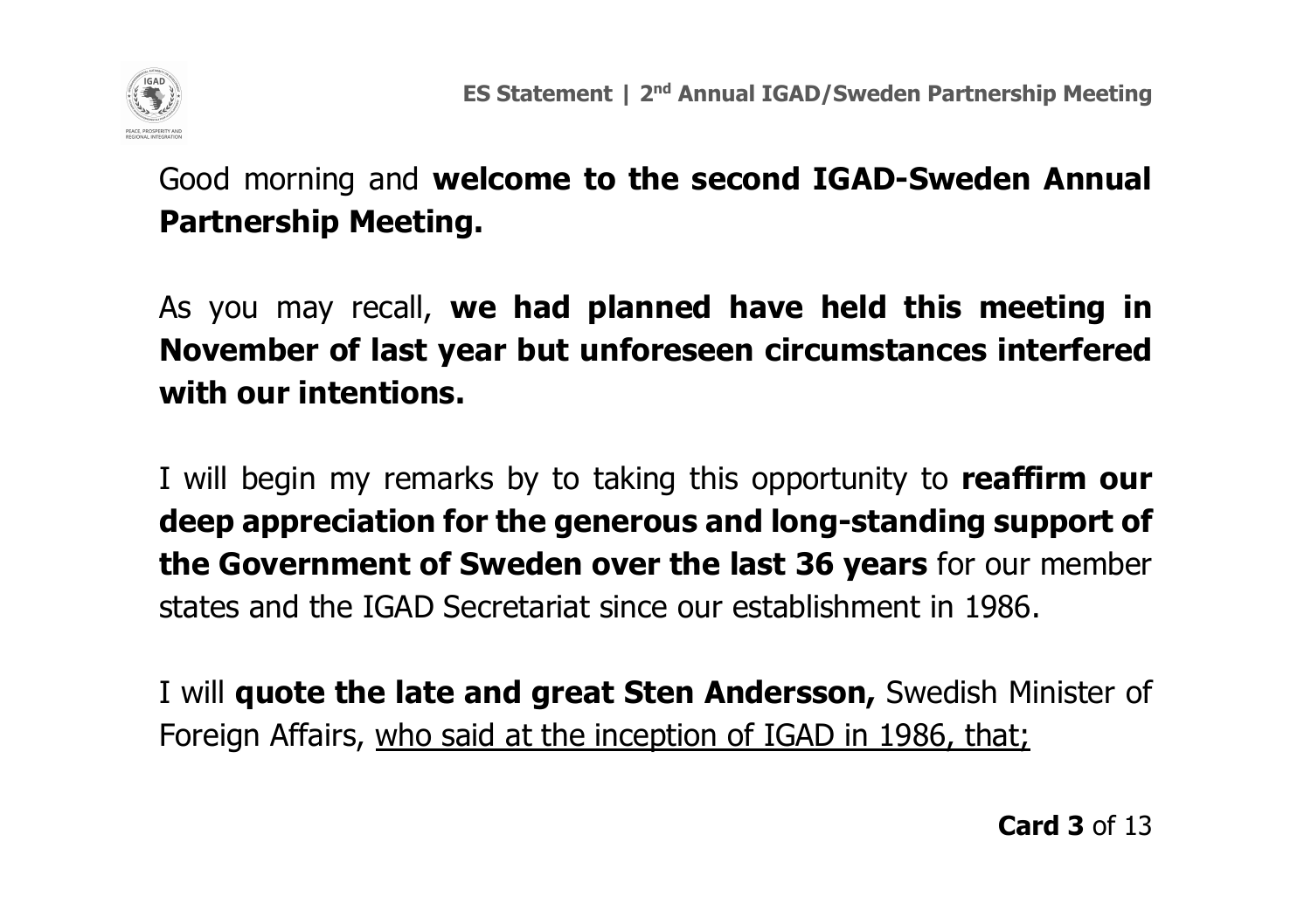Good morning and **welcome to the second IGAD-Sweden Annual Partnership Meeting.**

As you may recall, **we had planned have held this meeting in November of last year but unforeseen circumstances interfered with our intentions.**

I will begin my remarks by to taking this opportunity to **reaffirm our deep appreciation for the generous and long-standing support of the Government of Sweden over the last 36 years** for our member states and the IGAD Secretariat since our establishment in 1986.

I will **quote the late and great Sten Andersson,** Swedish Minister of Foreign Affairs, <u>who said at the inception of IGAD in 1986, that;</u>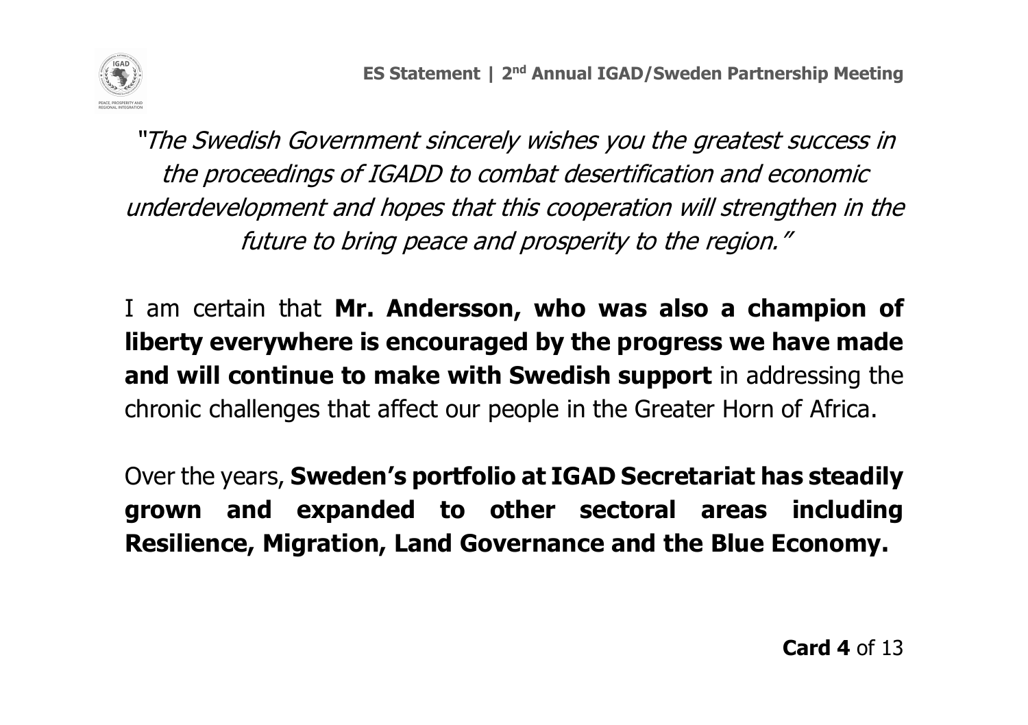*"The Swedish Government sincerely wishes you the greatest success in the proceedings of IGADD to combat desertification and economic underdevelopment and hopes that this cooperation will strengthen in the future to bring peace and prosperity to the region."*

I am certain that **Mr. Andersson, who was also a champion of liberty everywhere is encouraged by the progress we have made and will continue to make with Swedish support** in addressing the chronic challenges that affect our people in the Greater Horn of Africa.

Over the years, **Sweden's portfolio at IGAD Secretariat has steadily grown and expanded to other sectoral areas including Resilience, Migration, Land Governance and the Blue Economy.**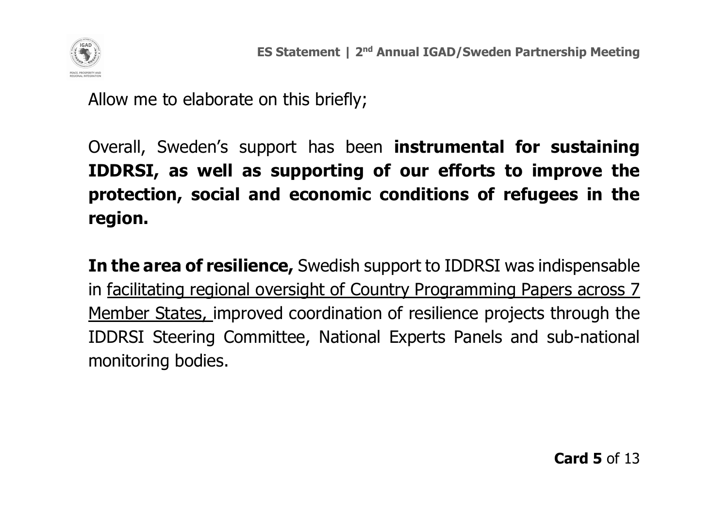Allow me to elaborate on this briefly;

Overall, Sweden's support has been **instrumental for sustaining IDDRSI, as well as supporting of our efforts to improve the protection, social and economic conditions of refugees in the region.**

**In the area of resilience,** Swedish support to IDDRSI was indispensable in <u>facilitating regional oversight of Country Programming Papers across 7 Member States,</u> improved coordination of resilience projects through the IDDRSI Steering Committee, National Experts Panels and sub-national monitoring bodies.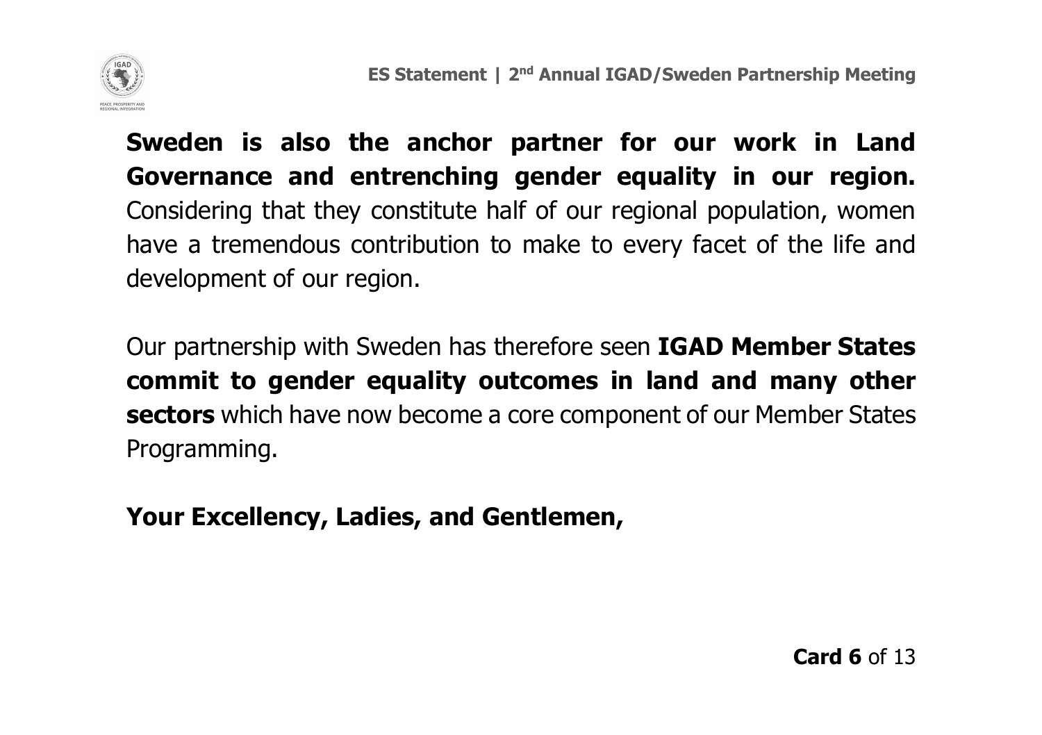**Sweden is also the anchor partner for our work in Land Governance and entrenching gender equality in our region.** Considering that they constitute half of our regional population, women have a tremendous contribution to make to every facet of the life and development of our region.

Our partnership with Sweden has therefore seen **IGAD Member States commit to gender equality outcomes in land and many other sectors** which have now become a core component of our Member States Programming.

**Your Excellency, Ladies, and Gentlemen,**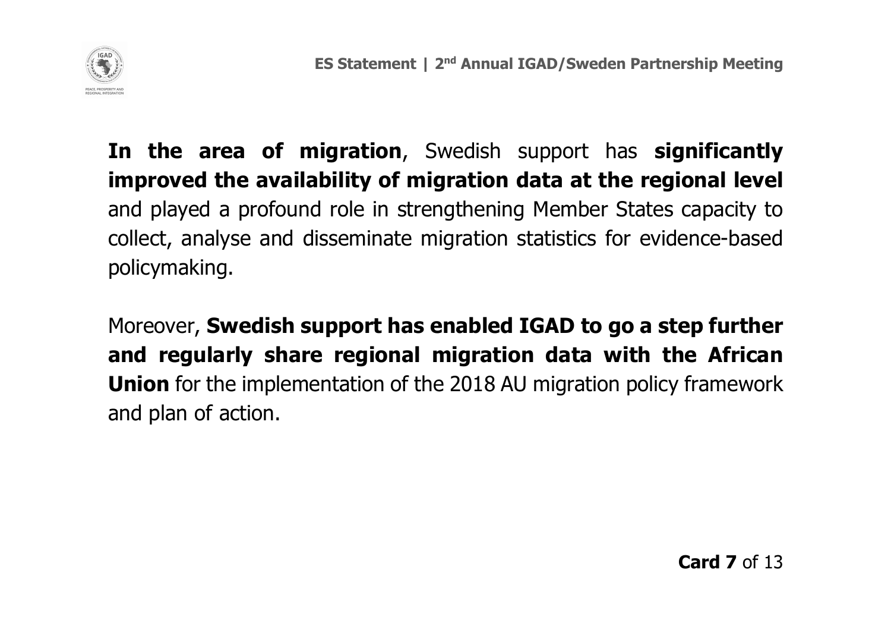**In the area of migration**, Swedish support has **significantly improved the availability of migration data at the regional level** and played a profound role in strengthening Member States capacity to collect, analyse and disseminate migration statistics for evidence-based policymaking.

Moreover, **Swedish support has enabled IGAD to go a step further and regularly share regional migration data with the African Union** for the implementation of the 2018 AU migration policy framework and plan of action.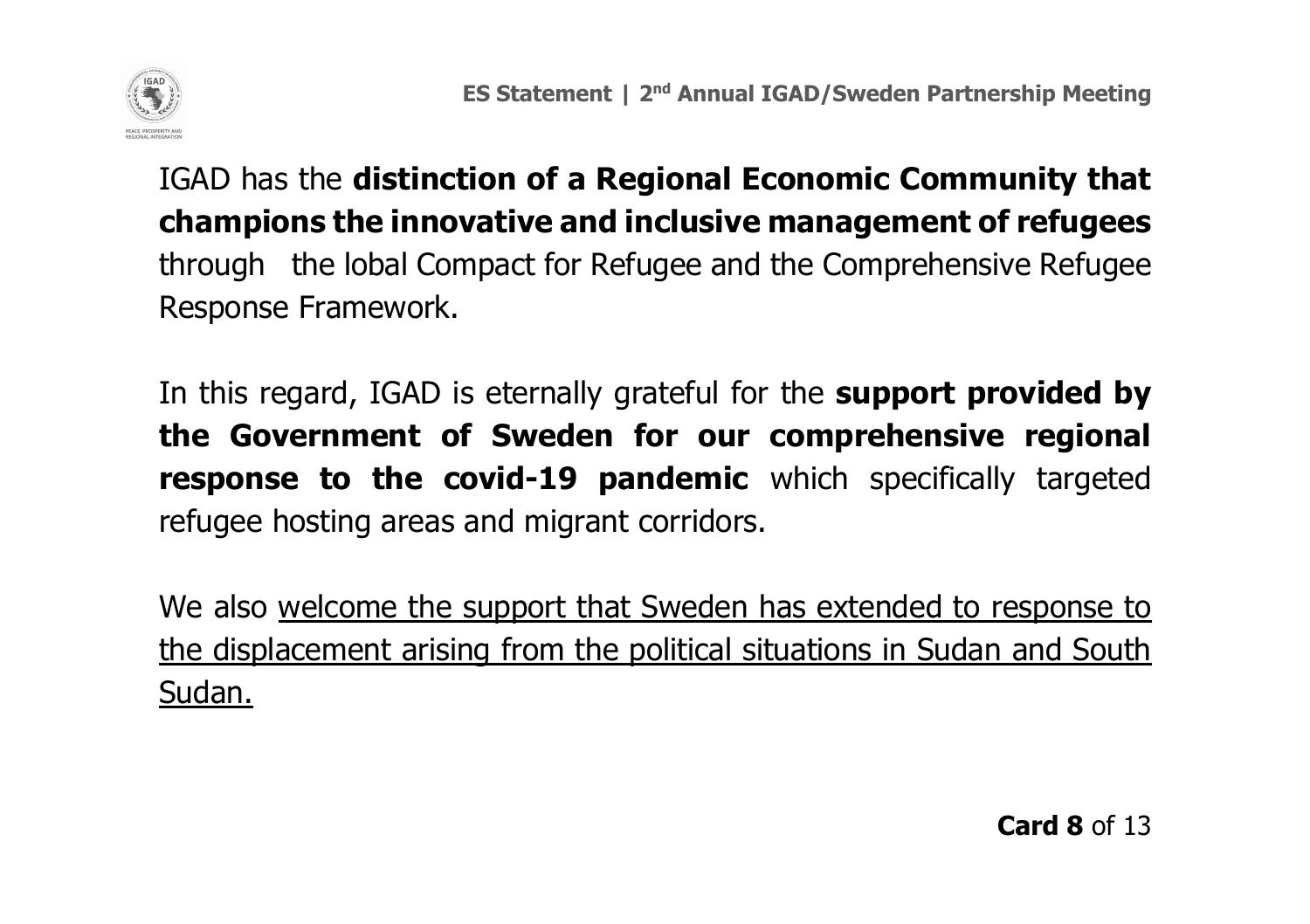IGAD has the **distinction of a Regional Economic Community that champions the innovative and inclusive management of refugees** through the lobal Compact for Refugee and the Comprehensive Refugee Response Framework.

In this regard, IGAD is eternally grateful for the **support provided by the Government of Sweden for our comprehensive regional response to the covid-19 pandemic** which specifically targeted refugee hosting areas and migrant corridors.

We also <u>welcome the support that Sweden has extended to response to the displacement arising from the political situations in Sudan and South Sudan.</u>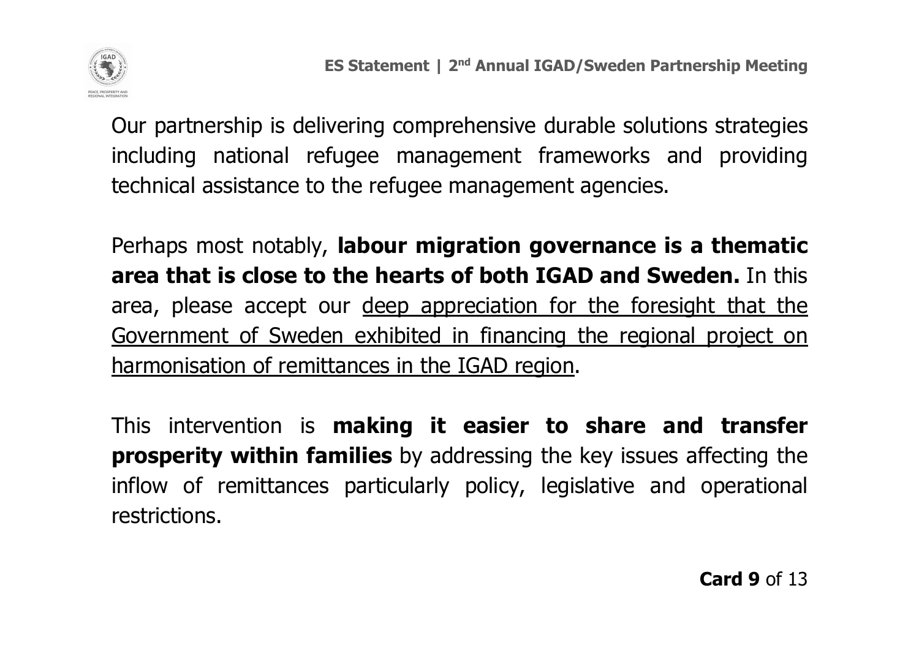Our partnership is delivering comprehensive durable solutions strategies including national refugee management frameworks and providing technical assistance to the refugee management agencies.

Perhaps most notably, **labour migration governance is a thematic area that is close to the hearts of both IGAD and Sweden.** In this area, please accept our <u>deep appreciation for the foresight that the Government of Sweden exhibited in financing the regional project on harmonisation of remittances in the IGAD region</u>.

This intervention is **making it easier to share and transfer prosperity within families** by addressing the key issues affecting the inflow of remittances particularly policy, legislative and operational restrictions.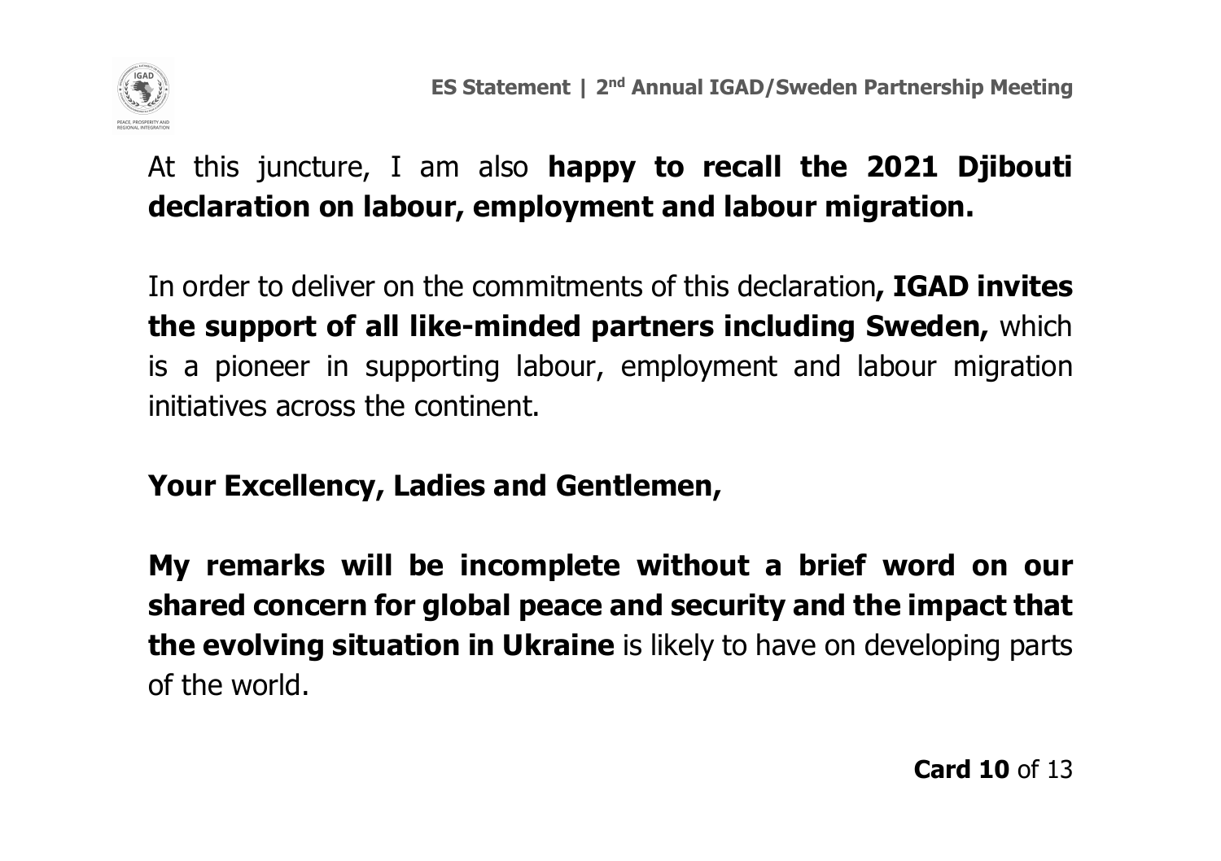At this juncture, I am also **happy to recall the 2021 Djibouti declaration on labour, employment and labour migration.**

In order to deliver on the commitments of this declaration**, IGAD invites the support of all like-minded partners including Sweden,** which is a pioneer in supporting labour, employment and labour migration initiatives across the continent.

**Your Excellency, Ladies and Gentlemen,**

**My remarks will be incomplete without a brief word on our shared concern for global peace and security and the impact that the evolving situation in Ukraine** is likely to have on developing parts of the world.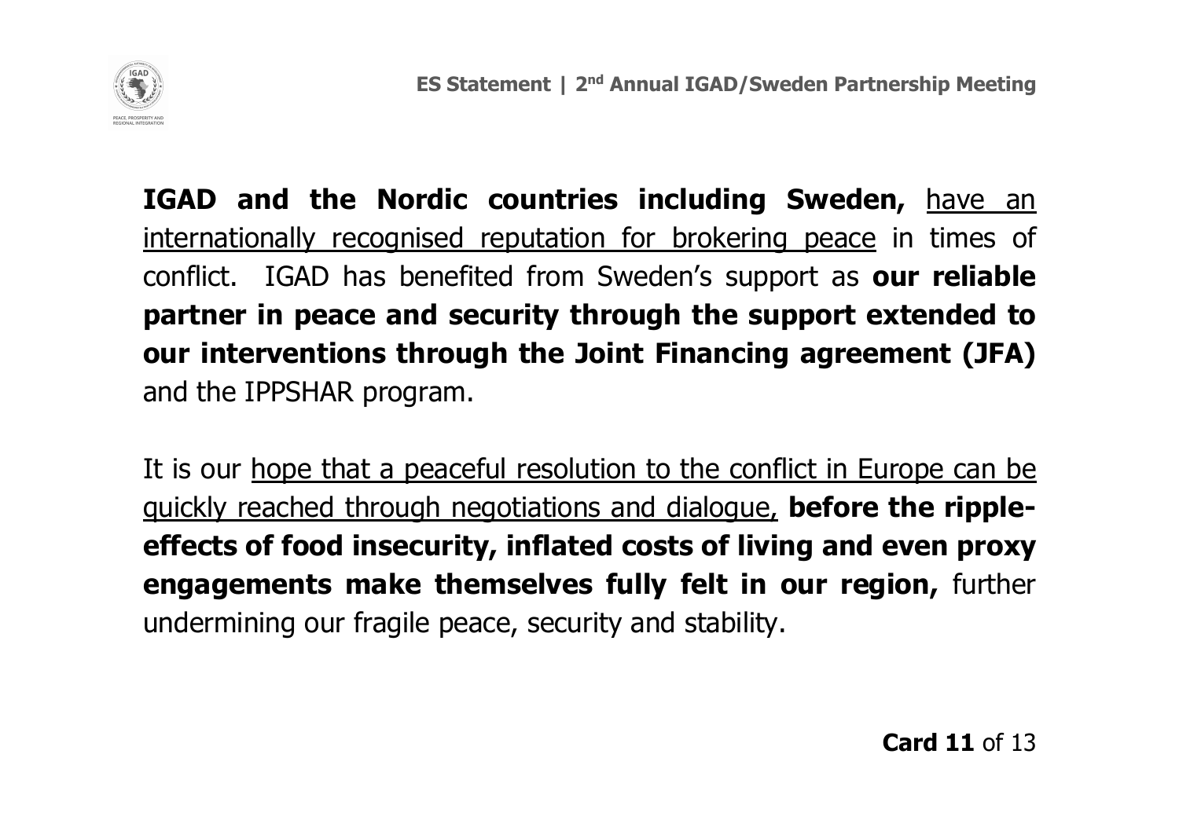**IGAD and the Nordic countries including Sweden,** have an internationally recognised reputation for brokering peace in times of conflict. IGAD has benefited from Sweden's support as **our reliable partner in peace and security through the support extended to our interventions through the Joint Financing agreement (JFA)** and the IPPSHAR program.

It is our hope that a peaceful resolution to the conflict in Europe can be quickly reached through negotiations and dialogue, **before the ripple-effects of food insecurity, inflated costs of living and even proxy engagements make themselves fully felt in our region,** further undermining our fragile peace, security and stability.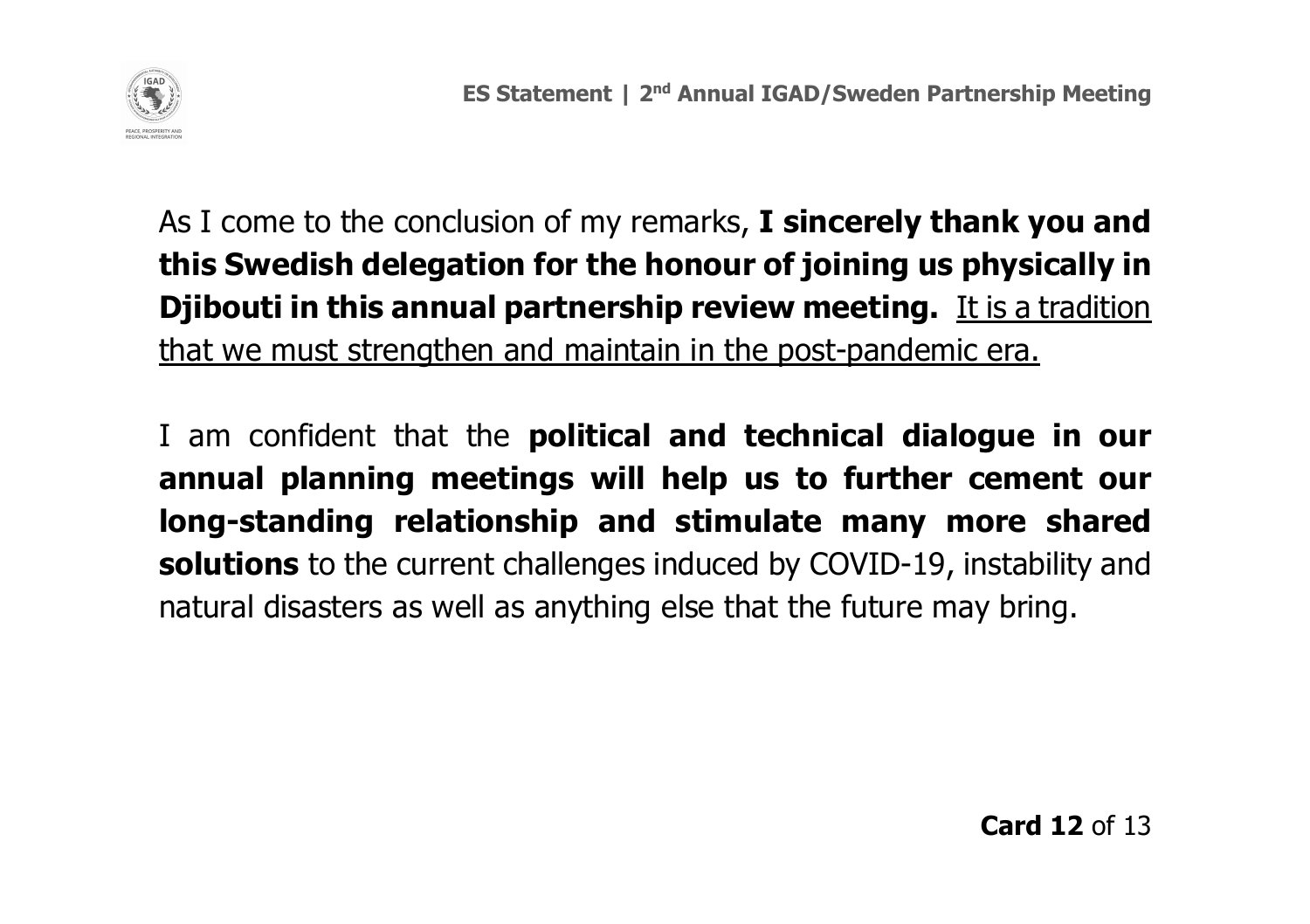As I come to the conclusion of my remarks, **I sincerely thank you and this Swedish delegation for the honour of joining us physically in Djibouti in this annual partnership review meeting.** <u>It is a tradition that we must strengthen and maintain in the post-pandemic era.</u>

I am confident that the **political and technical dialogue in our annual planning meetings will help us to further cement our long-standing relationship and stimulate many more shared solutions** to the current challenges induced by COVID-19, instability and natural disasters as well as anything else that the future may bring.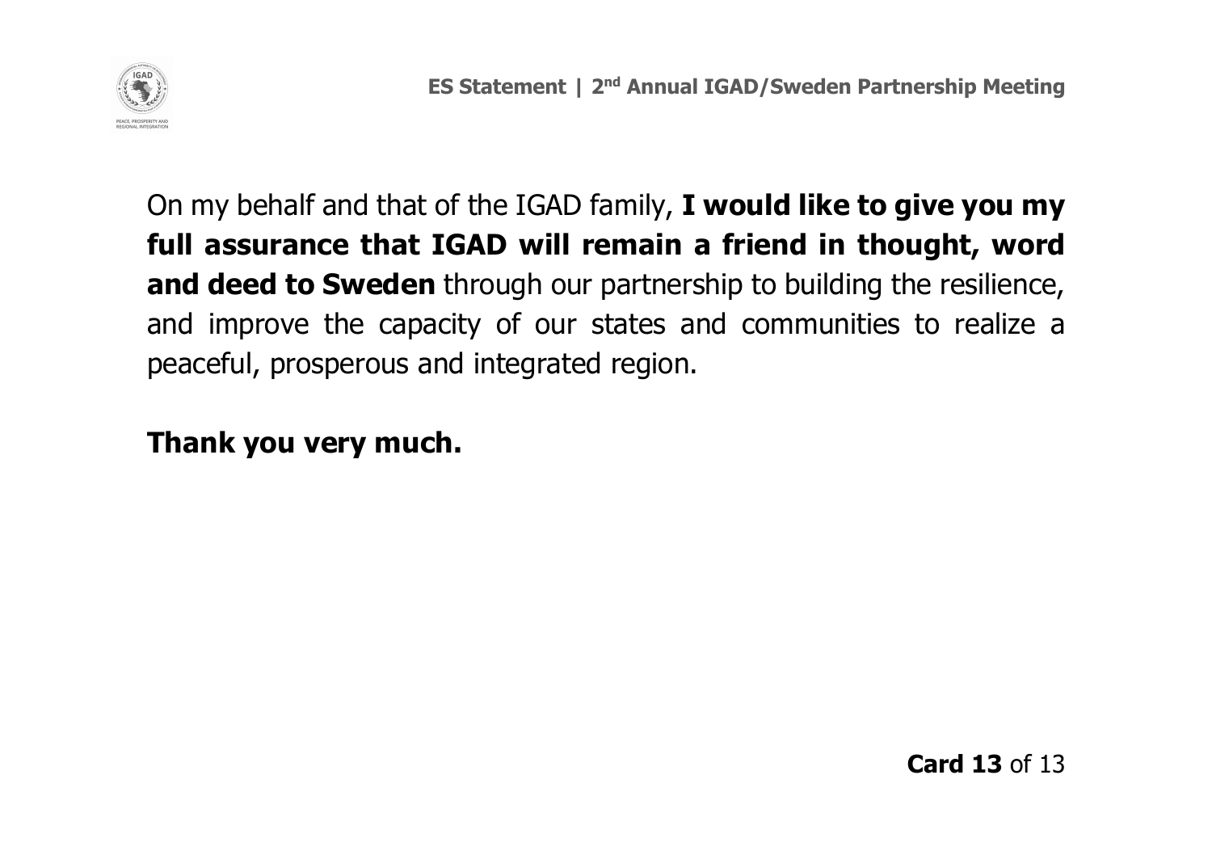On my behalf and that of the IGAD family, **I would like to give you my full assurance that IGAD will remain a friend in thought, word and deed to Sweden** through our partnership to building the resilience, and improve the capacity of our states and communities to realize a peaceful, prosperous and integrated region.

**Thank you very much.**